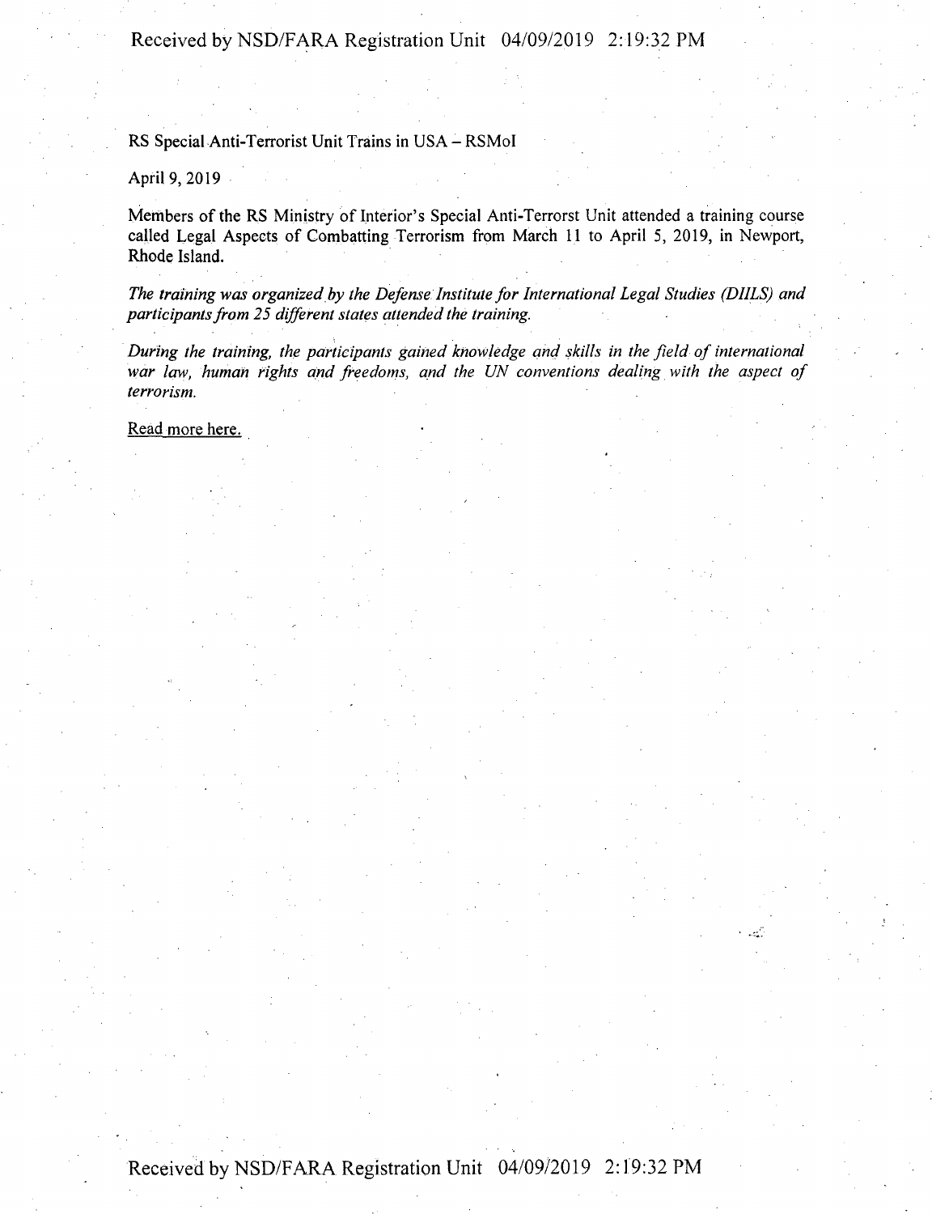RS Special Anti-Terrorist Unit Trains in USA – RSMoI

April 9, 2019

Members of the RS Ministry of Interior's Special Anti-Terrorst Unit attended a training course called Legal Aspects of Combatting Terrorism from March 11 to April 5, 2019, in Newport, Rhode Island.

*The training was organized by the Defense Institute for International Legal Studies (DIILS) and participants from 25 different states attended the training.*

*During the training, the participants gained knowledge and skills in the field of international war law, human rights and freedoms, and the UN conventions dealing with the aspect of terrorism.*

Read more here.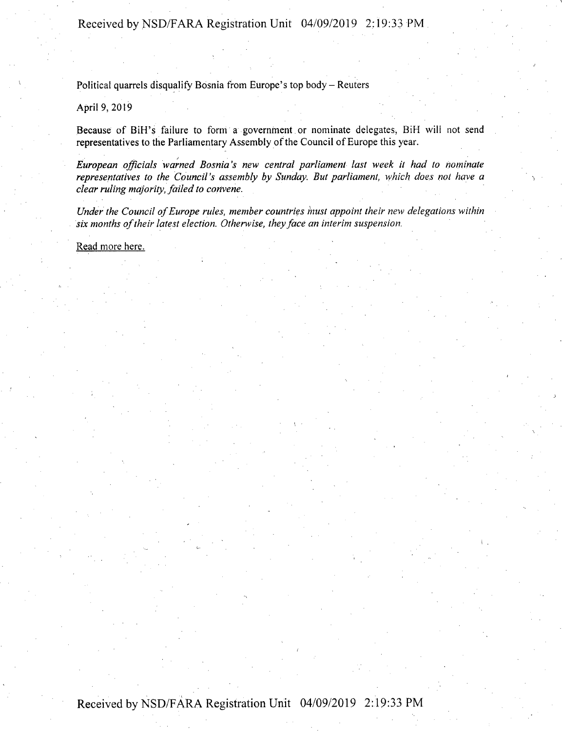Political quarrels disqualify Bosnia from Europe's top body – Reuters

April 9, 2019

Because of BiH's failure to form a government or nominate delegates, BiH will not send representatives to the Parliamentary Assembly of the Council of Europe this year.

*European officials warned Bosnia's new central parliament last week it had to nominate representatives to the Council's assembly by Sunday. But parliament, which does not have a clear ruling majority, failed to convene.*

*Under the Council of Europe rules, member countries must appoint their new delegations within six months of their latest election. Otherwise, they face an interim suspension.*

Read more here.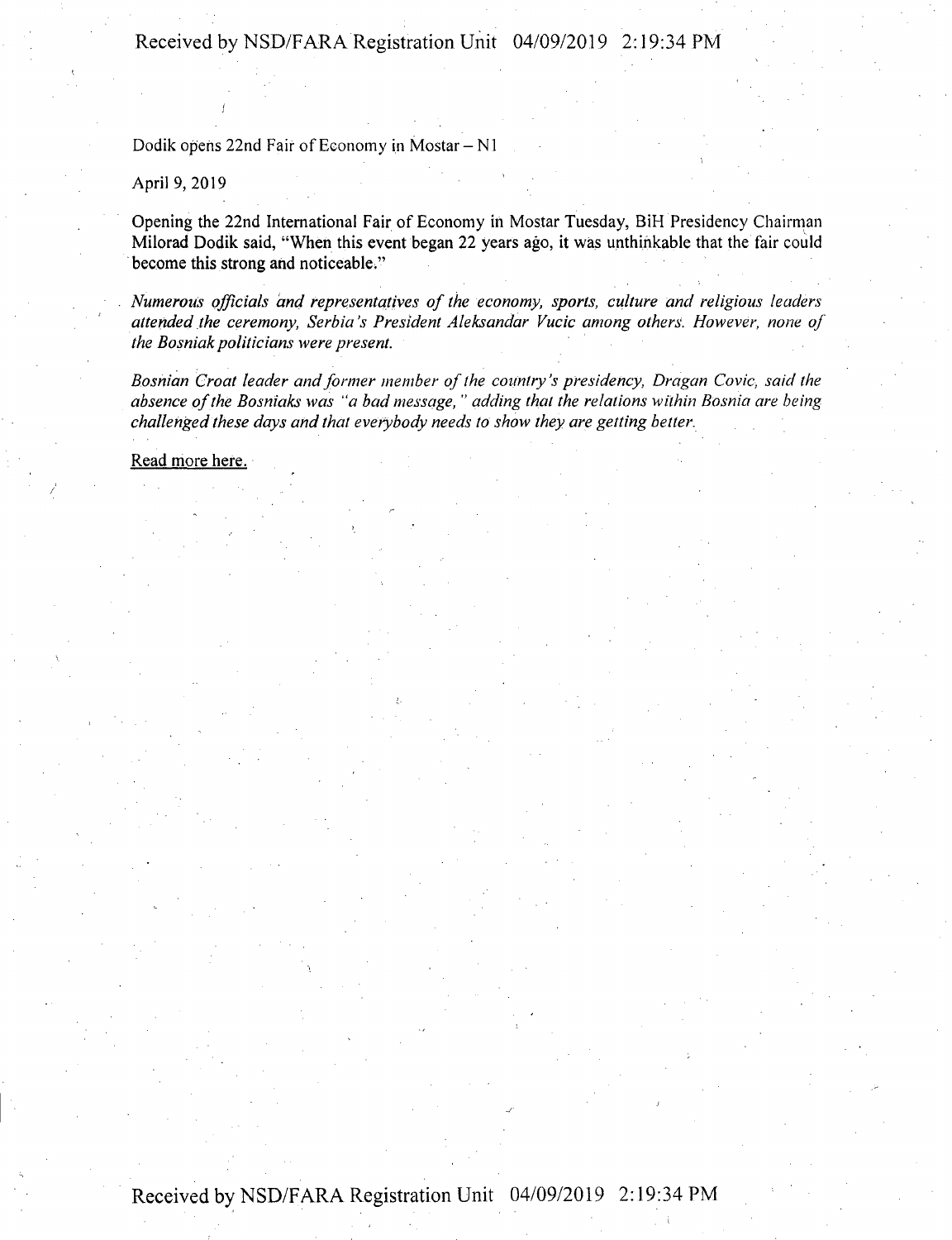Dodik opens 22nd Fair of Economy in Mostar – N1

April 9, 2019

Opening the 22nd International Fair of Economy in Mostar Tuesday, BiH Presidency Chairman Milorad Dodik said, "When this event began 22 years ago, it was unthinkable that the fair could become this strong and noticeable."

*Numerous officials and representatives of the economy, sports, culture and religious leaders attended the ceremony, Serbia's President Aleksandar Vucic among others. However, none of the Bosniak politicians were present.*

*Bosnian Croat leader and former member of the country's presidency, Dragan Covic, said the absence of the Bosniaks was "a bad message," adding that the relations within Bosnia are being challenged these days and that everybody needs to show they are getting better.*

Read more here.